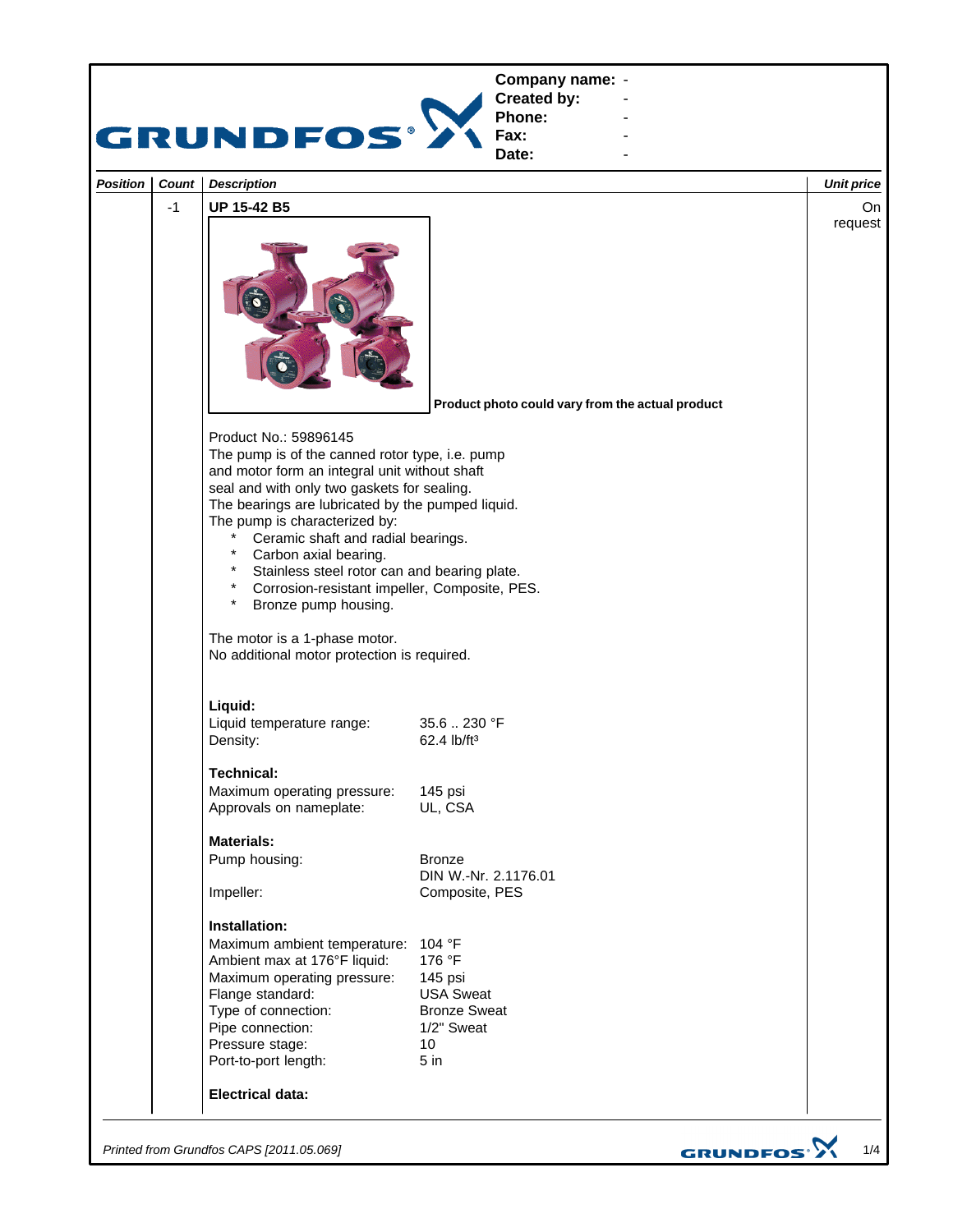**Company name:** -
**Created by:** -
**Phone:** -
**Fax:** -
**Date:** -

| Position | Count | Description | Unit price |
|---|---|---|---|
| | -1 | **UP 15-42 B5** | On request |

**Product photo could vary from the actual product**

Product No.: 59896145
The pump is of the canned rotor type, i.e. pump and motor form an integral unit without shaft seal and with only two gaskets for sealing.
The bearings are lubricated by the pumped liquid.
The pump is characterized by:

* Ceramic shaft and radial bearings.
* Carbon axial bearing.
* Stainless steel rotor can and bearing plate.
* Corrosion-resistant impeller, Composite, PES.
* Bronze pump housing.

The motor is a 1-phase motor.
No additional motor protection is required.

**Liquid:**

| | |
|---|---|
| Liquid temperature range: | 35.6 .. 230 °F |
| Density: | 62.4 lb/ft³ |

**Technical:**

| | |
|---|---|
| Maximum operating pressure: | 145 psi |
| Approvals on nameplate: | UL, CSA |

**Materials:**

| | |
|---|---|
| Pump housing: | Bronze<br>DIN W.-Nr. 2.1176.01 |
| Impeller: | Composite, PES |

**Installation:**

| | |
|---|---|
| Maximum ambient temperature: | 104 °F |
| Ambient max at 176°F liquid: | 176 °F |
| Maximum operating pressure: | 145 psi |
| Flange standard: | USA Sweat |
| Type of connection: | Bronze Sweat |
| Pipe connection: | 1/2" Sweat |
| Pressure stage: | 10 |
| Port-to-port length: | 5 in |

**Electrical data:**

*Printed from Grundfos CAPS [2011.05.069]*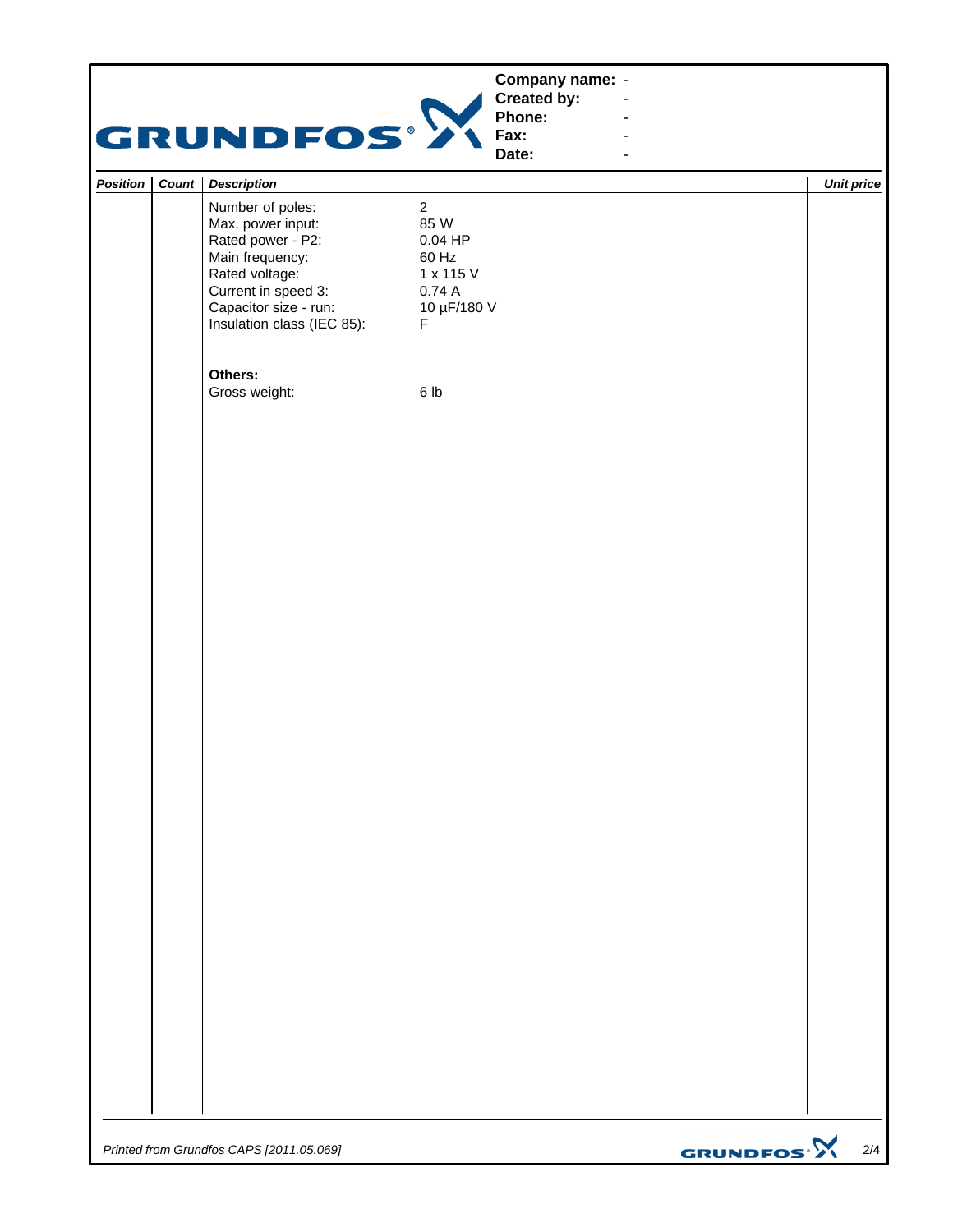**Company name:** -
**Created by:** -
**Phone:** -
**Fax:** -
**Date:** -

| *Position* | *Count* | *Description* | | *Unit price* |
|---|---|---|---|---|
| | | Number of poles: | 2 | |
| | | Max. power input: | 85 W | |
| | | Rated power - P2: | 0.04 HP | |
| | | Main frequency: | 60 Hz | |
| | | Rated voltage: | 1 x 115 V | |
| | | Current in speed 3: | 0.74 A | |
| | | Capacitor size - run: | 10 µF/180 V | |
| | | Insulation class (IEC 85): | F | |
| | | | | |
| | | **Others:** | | |
| | | Gross weight: | 6 lb | |

*Printed from Grundfos CAPS [2011.05.069]*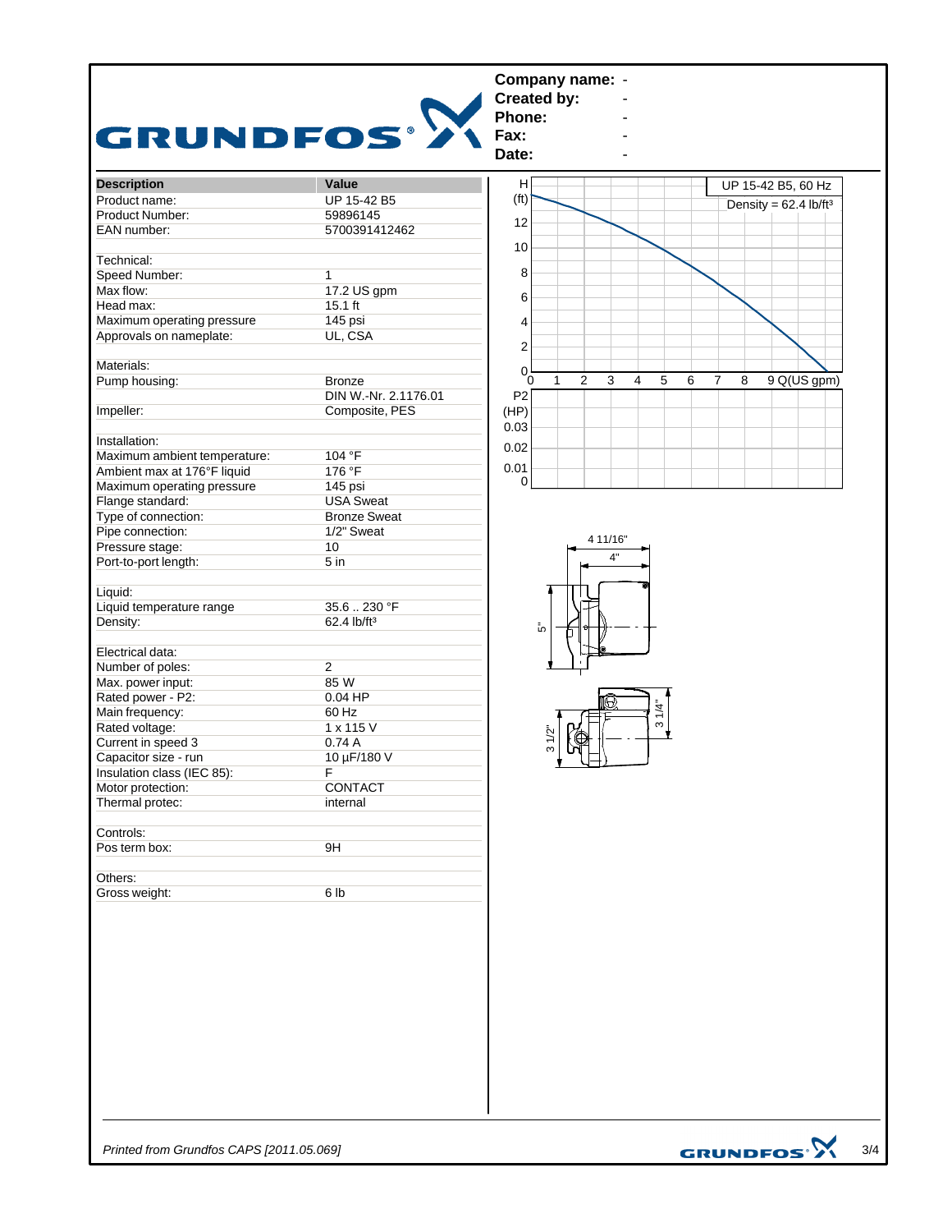**Company name:** -
**Created by:** -
**Phone:** -
**Fax:** -
**Date:** -

| Description | Value |
|---|---|
| Product name: | UP 15-42 B5 |
| Product Number: | 59896145 |
| EAN number: | 5700391412462 |
| | |
| Technical: | |
| Speed Number: | 1 |
| Max flow: | 17.2 US gpm |
| Head max: | 15.1 ft |
| Maximum operating pressure | 145 psi |
| Approvals on nameplate: | UL, CSA |
| | |
| Materials: | |
| Pump housing: | Bronze |
| | DIN W.-Nr. 2.1176.01 |
| Impeller: | Composite, PES |
| | |
| Installation: | |
| Maximum ambient temperature: | 104 °F |
| Ambient max at 176°F liquid | 176 °F |
| Maximum operating pressure | 145 psi |
| Flange standard: | USA Sweat |
| Type of connection: | Bronze Sweat |
| Pipe connection: | 1/2" Sweat |
| Pressure stage: | 10 |
| Port-to-port length: | 5 in |
| | |
| Liquid: | |
| Liquid temperature range | 35.6 .. 230 °F |
| Density: | 62.4 lb/ft³ |
| | |
| Electrical data: | |
| Number of poles: | 2 |
| Max. power input: | 85 W |
| Rated power - P2: | 0.04 HP |
| Main frequency: | 60 Hz |
| Rated voltage: | 1 x 115 V |
| Current in speed 3 | 0.74 A |
| Capacitor size - run | 10 µF/180 V |
| Insulation class (IEC 85): | F |
| Motor protection: | CONTACT |
| Thermal protec: | internal |
| | |
| Controls: | |
| Pos term box: | 9H |
| | |
| Others: | |
| Gross weight: | 6 lb |

UP 15-42 B5, 60 Hz

Density = 62.4 lb/ft³

H (ft) vs Q (US gpm); P2 (HP)

Dimensions: 4 11/16", 4", 5", 3 1/2", 3 1/4"

*Printed from Grundfos CAPS [2011.05.069]*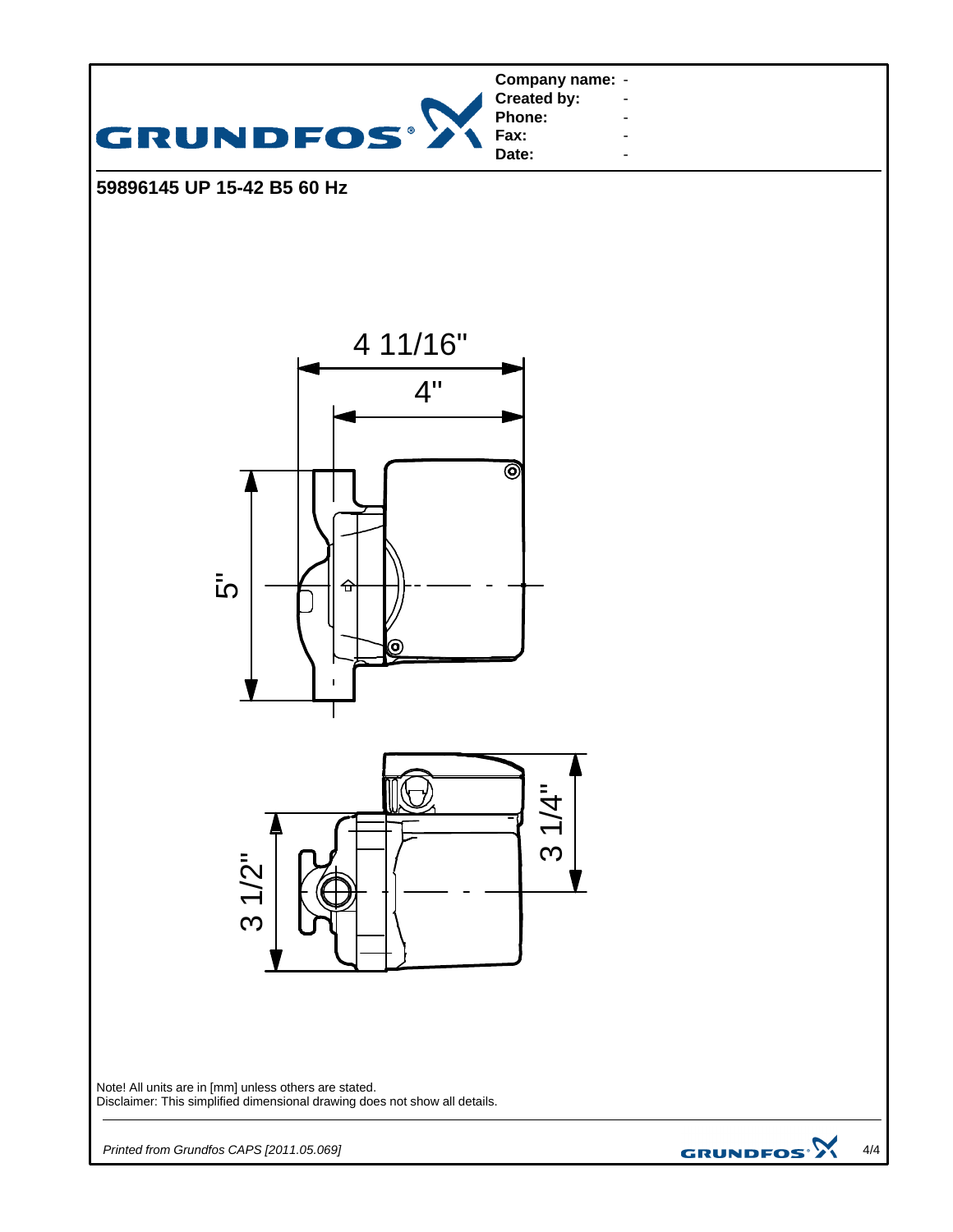**Company name:** -
**Created by:** -
**Phone:** -
**Fax:** -
**Date:** -

## 59896145 UP 15-42 B5 60 Hz

4 11/16"

4"

5"

3 1/4"

3 1/2"

Note! All units are in [mm] unless others are stated.
Disclaimer: This simplified dimensional drawing does not show all details.

*Printed from Grundfos CAPS [2011.05.069]*